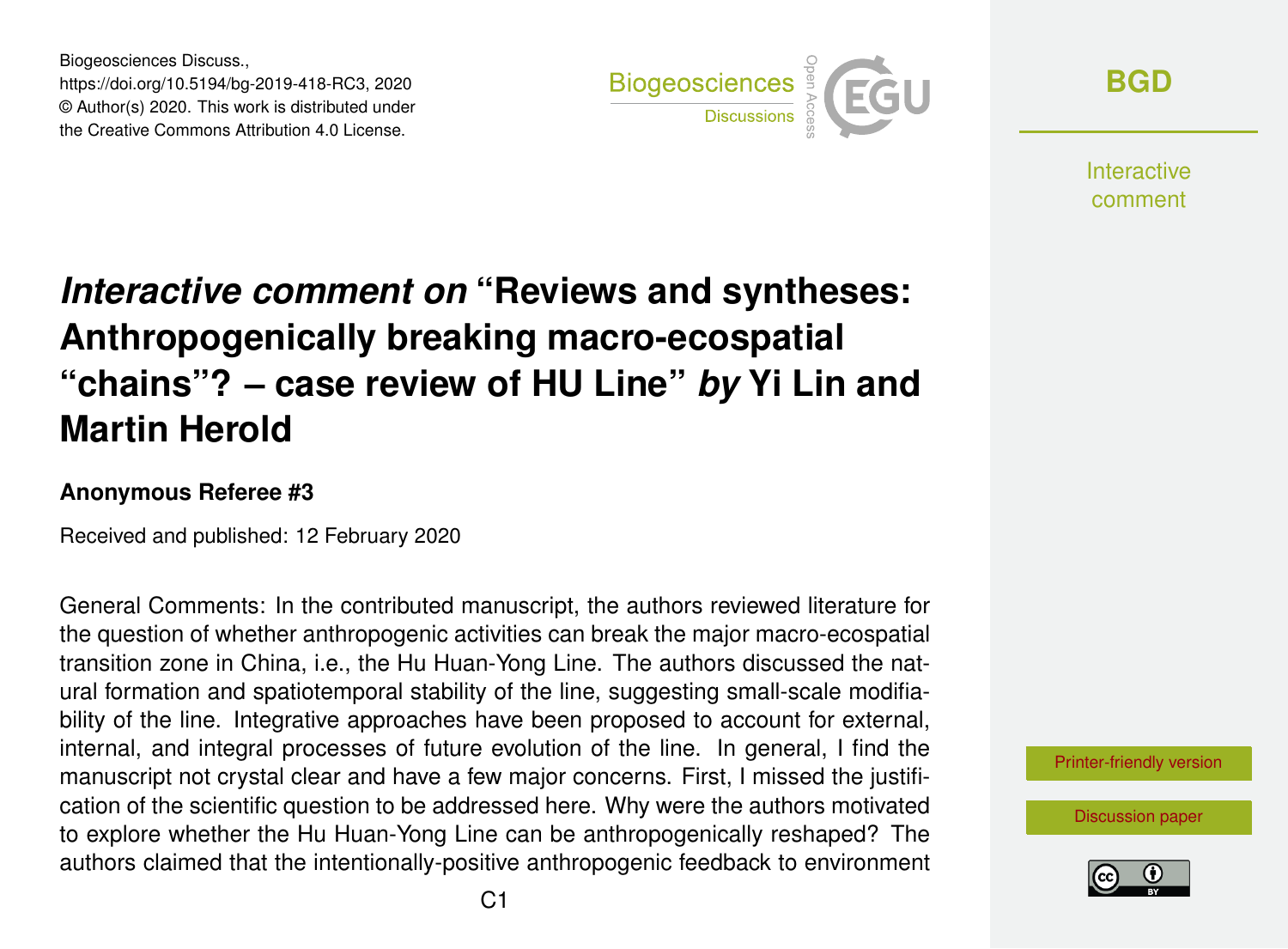# *Interactive comment on* "Reviews and syntheses: Anthropogenically breaking macro-ecospatial "chains"? – case review of HU Line" *by* Yi Lin and Martin Herold

**Anonymous Referee #3**

Received and published: 12 February 2020

General Comments: In the contributed manuscript, the authors reviewed literature for the question of whether anthropogenic activities can break the major macro-ecospatial transition zone in China, i.e., the Hu Huan-Yong Line. The authors discussed the natural formation and spatiotemporal stability of the line, suggesting small-scale modifiability of the line. Integrative approaches have been proposed to account for external, internal, and integral processes of future evolution of the line. In general, I find the manuscript not crystal clear and have a few major concerns. First, I missed the justification of the scientific question to be addressed here. Why were the authors motivated to explore whether the Hu Huan-Yong Line can be anthropogenically reshaped? The authors claimed that the intentionally-positive anthropogenic feedback to environment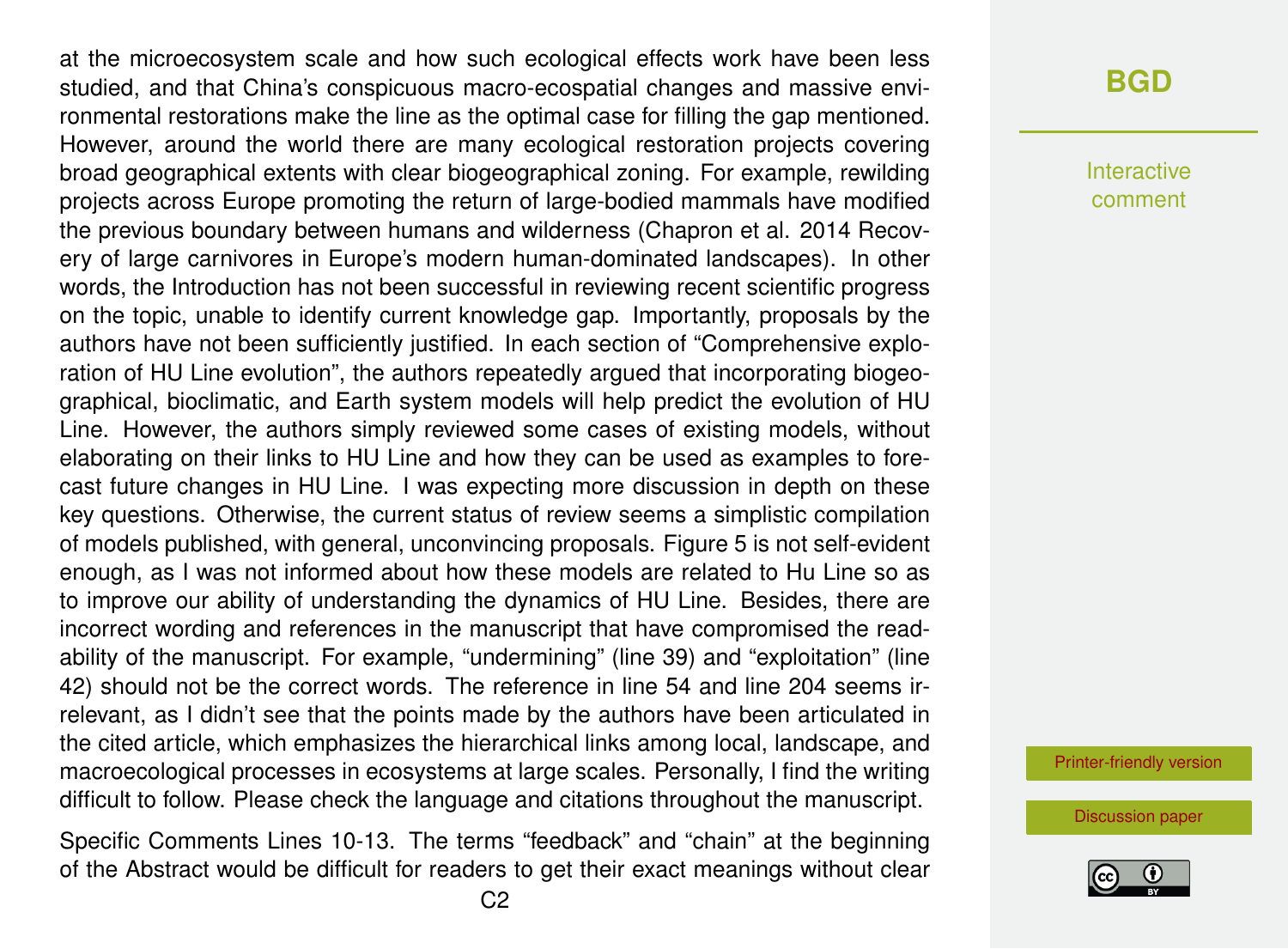at the microecosystem scale and how such ecological effects work have been less studied, and that China's conspicuous macro-ecospatial changes and massive environmental restorations make the line as the optimal case for filling the gap mentioned. However, around the world there are many ecological restoration projects covering broad geographical extents with clear biogeographical zoning. For example, rewilding projects across Europe promoting the return of large-bodied mammals have modified the previous boundary between humans and wilderness (Chapron et al. 2014 Recovery of large carnivores in Europe's modern human-dominated landscapes). In other words, the Introduction has not been successful in reviewing recent scientific progress on the topic, unable to identify current knowledge gap. Importantly, proposals by the authors have not been sufficiently justified. In each section of "Comprehensive exploration of HU Line evolution", the authors repeatedly argued that incorporating biogeographical, bioclimatic, and Earth system models will help predict the evolution of HU Line. However, the authors simply reviewed some cases of existing models, without elaborating on their links to HU Line and how they can be used as examples to forecast future changes in HU Line. I was expecting more discussion in depth on these key questions. Otherwise, the current status of review seems a simplistic compilation of models published, with general, unconvincing proposals. Figure 5 is not self-evident enough, as I was not informed about how these models are related to Hu Line so as to improve our ability of understanding the dynamics of HU Line. Besides, there are incorrect wording and references in the manuscript that have compromised the readability of the manuscript. For example, "undermining" (line 39) and "exploitation" (line 42) should not be the correct words. The reference in line 54 and line 204 seems irrelevant, as I didn't see that the points made by the authors have been articulated in the cited article, which emphasizes the hierarchical links among local, landscape, and macroecological processes in ecosystems at large scales. Personally, I find the writing difficult to follow. Please check the language and citations throughout the manuscript.

Specific Comments Lines 10-13. The terms "feedback" and "chain" at the beginning of the Abstract would be difficult for readers to get their exact meanings without clear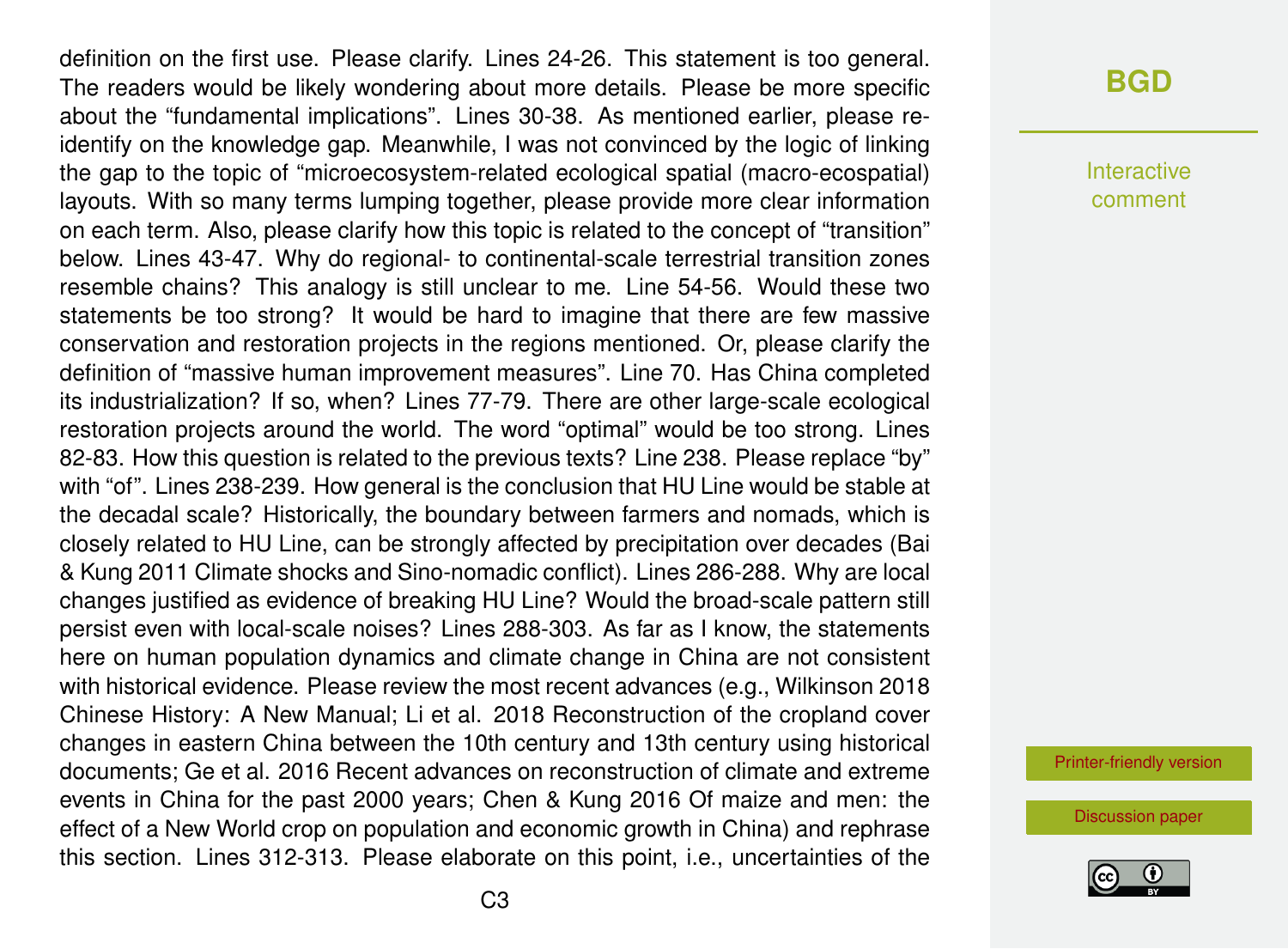definition on the first use. Please clarify. Lines 24-26. This statement is too general. The readers would be likely wondering about more details. Please be more specific about the "fundamental implications". Lines 30-38. As mentioned earlier, please re-identify on the knowledge gap. Meanwhile, I was not convinced by the logic of linking the gap to the topic of "microecosystem-related ecological spatial (macro-ecospatial) layouts. With so many terms lumping together, please provide more clear information on each term. Also, please clarify how this topic is related to the concept of "transition" below. Lines 43-47. Why do regional- to continental-scale terrestrial transition zones resemble chains? This analogy is still unclear to me. Line 54-56. Would these two statements be too strong? It would be hard to imagine that there are few massive conservation and restoration projects in the regions mentioned. Or, please clarify the definition of "massive human improvement measures". Line 70. Has China completed its industrialization? If so, when? Lines 77-79. There are other large-scale ecological restoration projects around the world. The word "optimal" would be too strong. Lines 82-83. How this question is related to the previous texts? Line 238. Please replace "by" with "of". Lines 238-239. How general is the conclusion that HU Line would be stable at the decadal scale? Historically, the boundary between farmers and nomads, which is closely related to HU Line, can be strongly affected by precipitation over decades (Bai & Kung 2011 Climate shocks and Sino-nomadic conflict). Lines 286-288. Why are local changes justified as evidence of breaking HU Line? Would the broad-scale pattern still persist even with local-scale noises? Lines 288-303. As far as I know, the statements here on human population dynamics and climate change in China are not consistent with historical evidence. Please review the most recent advances (e.g., Wilkinson 2018 Chinese History: A New Manual; Li et al. 2018 Reconstruction of the cropland cover changes in eastern China between the 10th century and 13th century using historical documents; Ge et al. 2016 Recent advances on reconstruction of climate and extreme events in China for the past 2000 years; Chen & Kung 2016 Of maize and men: the effect of a New World crop on population and economic growth in China) and rephrase this section. Lines 312-313. Please elaborate on this point, i.e., uncertainties of the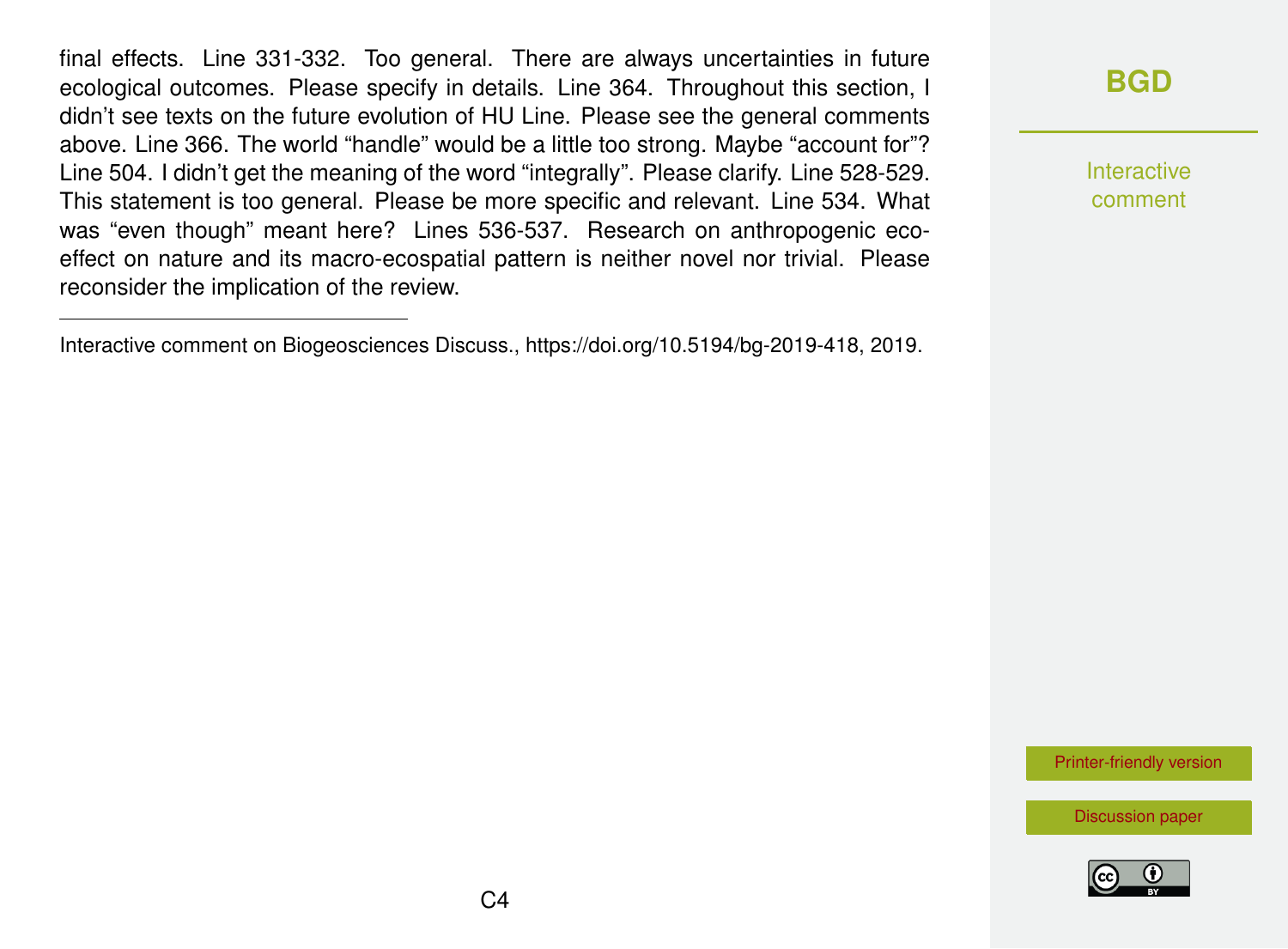final effects. Line 331-332. Too general. There are always uncertainties in future ecological outcomes. Please specify in details. Line 364. Throughout this section, I didn't see texts on the future evolution of HU Line. Please see the general comments above. Line 366. The world "handle" would be a little too strong. Maybe "account for"? Line 504. I didn't get the meaning of the word "integrally". Please clarify. Line 528-529. This statement is too general. Please be more specific and relevant. Line 534. What was "even though" meant here? Lines 536-537. Research on anthropogenic eco-effect on nature and its macro-ecospatial pattern is neither novel nor trivial. Please reconsider the implication of the review.

---

Interactive comment on Biogeosciences Discuss., https://doi.org/10.5194/bg-2019-418, 2019.